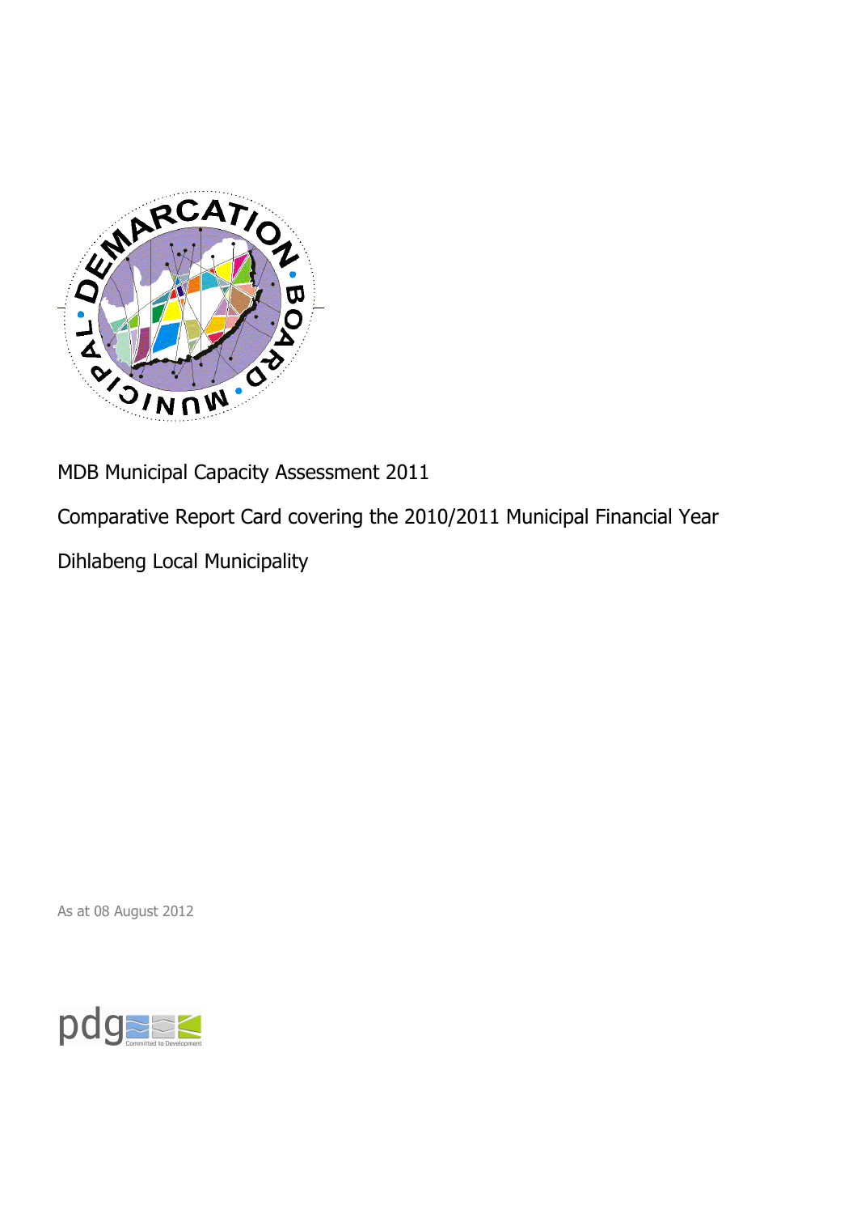MDB Municipal Capacity Assessment 2011

Comparative Report Card covering the 2010/2011 Municipal Financial Year

Dihlabeng Local Municipality

As at 08 August 2012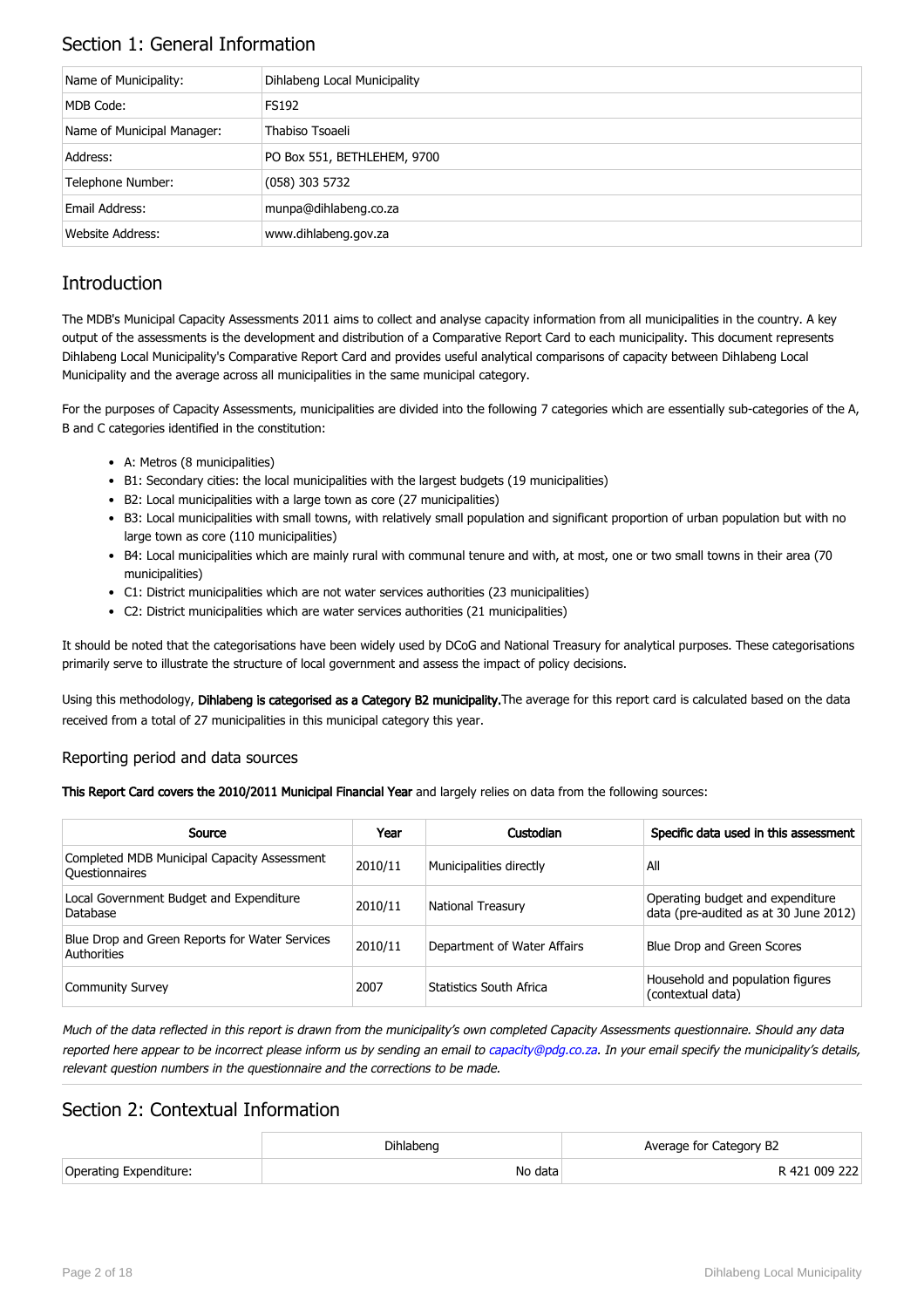## Section 1: General Information

| | |
|---|---|
| Name of Municipality: | Dihlabeng Local Municipality |
| MDB Code: | FS192 |
| Name of Municipal Manager: | Thabiso Tsoaeli |
| Address: | PO Box 551, BETHLEHEM, 9700 |
| Telephone Number: | (058) 303 5732 |
| Email Address: | munpa@dihlabeng.co.za |
| Website Address: | www.dihlabeng.gov.za |

## Introduction

The MDB's Municipal Capacity Assessments 2011 aims to collect and analyse capacity information from all municipalities in the country. A key output of the assessments is the development and distribution of a Comparative Report Card to each municipality. This document represents Dihlabeng Local Municipality's Comparative Report Card and provides useful analytical comparisons of capacity between Dihlabeng Local Municipality and the average across all municipalities in the same municipal category.

For the purposes of Capacity Assessments, municipalities are divided into the following 7 categories which are essentially sub-categories of the A, B and C categories identified in the constitution:

- A: Metros (8 municipalities)
- B1: Secondary cities: the local municipalities with the largest budgets (19 municipalities)
- B2: Local municipalities with a large town as core (27 municipalities)
- B3: Local municipalities with small towns, with relatively small population and significant proportion of urban population but with no large town as core (110 municipalities)
- B4: Local municipalities which are mainly rural with communal tenure and with, at most, one or two small towns in their area (70 municipalities)
- C1: District municipalities which are not water services authorities (23 municipalities)
- C2: District municipalities which are water services authorities (21 municipalities)

It should be noted that the categorisations have been widely used by DCoG and National Treasury for analytical purposes. These categorisations primarily serve to illustrate the structure of local government and assess the impact of policy decisions.

Using this methodology, **Dihlabeng is categorised as a Category B2 municipality.** The average for this report card is calculated based on the data received from a total of 27 municipalities in this municipal category this year.

### Reporting period and data sources

**This Report Card covers the 2010/2011 Municipal Financial Year** and largely relies on data from the following sources:

| Source | Year | Custodian | Specific data used in this assessment |
|---|---|---|---|
| Completed MDB Municipal Capacity Assessment Questionnaires | 2010/11 | Municipalities directly | All |
| Local Government Budget and Expenditure Database | 2010/11 | National Treasury | Operating budget and expenditure data (pre-audited as at 30 June 2012) |
| Blue Drop and Green Reports for Water Services Authorities | 2010/11 | Department of Water Affairs | Blue Drop and Green Scores |
| Community Survey | 2007 | Statistics South Africa | Household and population figures (contextual data) |

*Much of the data reflected in this report is drawn from the municipality's own completed Capacity Assessments questionnaire. Should any data reported here appear to be incorrect please inform us by sending an email to capacity@pdg.co.za. In your email specify the municipality's details, relevant question numbers in the questionnaire and the corrections to be made.*

## Section 2: Contextual Information

| | Dihlabeng | Average for Category B2 |
|---|---|---|
| Operating Expenditure: | No data | R 421 009 222 |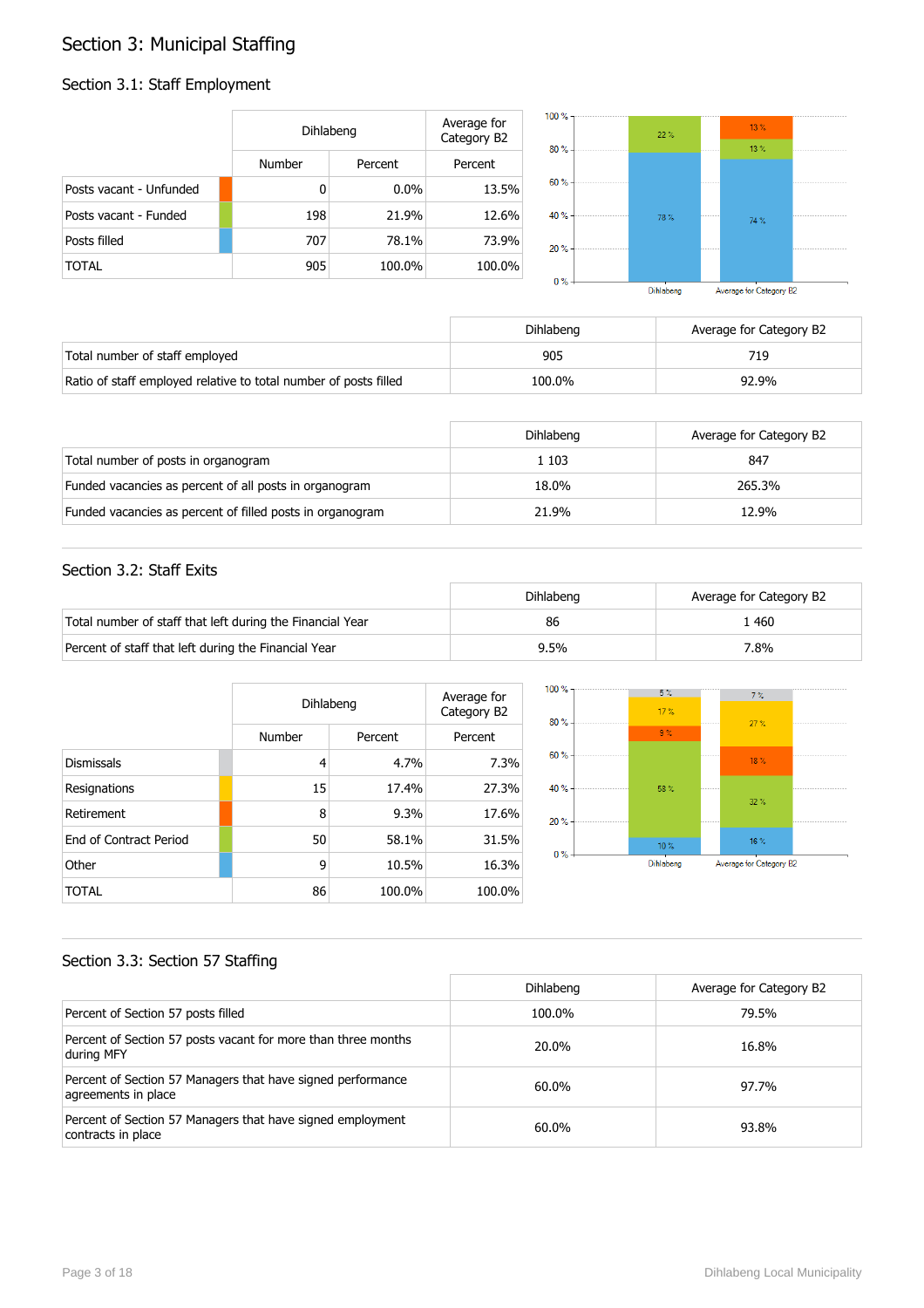# Section 3: Municipal Staffing

## Section 3.1: Staff Employment

| | Dihlabeng | | Average for Category B2 |
|---|---|---|---|
| | Number | Percent | Percent |
| Posts vacant - Unfunded | 0 | 0.0% | 13.5% |
| Posts vacant - Funded | 198 | 21.9% | 12.6% |
| Posts filled | 707 | 78.1% | 73.9% |
| TOTAL | 905 | 100.0% | 100.0% |

| | Dihlabeng | Average for Category B2 |
|---|---|---|
| Total number of staff employed | 905 | 719 |
| Ratio of staff employed relative to total number of posts filled | 100.0% | 92.9% |

| | Dihlabeng | Average for Category B2 |
|---|---|---|
| Total number of posts in organogram | 1 103 | 847 |
| Funded vacancies as percent of all posts in organogram | 18.0% | 265.3% |
| Funded vacancies as percent of filled posts in organogram | 21.9% | 12.9% |

## Section 3.2: Staff Exits

| | Dihlabeng | Average for Category B2 |
|---|---|---|
| Total number of staff that left during the Financial Year | 86 | 1 460 |
| Percent of staff that left during the Financial Year | 9.5% | 7.8% |

| | Dihlabeng | | Average for Category B2 |
|---|---|---|---|
| | Number | Percent | Percent |
| Dismissals | 4 | 4.7% | 7.3% |
| Resignations | 15 | 17.4% | 27.3% |
| Retirement | 8 | 9.3% | 17.6% |
| End of Contract Period | 50 | 58.1% | 31.5% |
| Other | 9 | 10.5% | 16.3% |
| TOTAL | 86 | 100.0% | 100.0% |

## Section 3.3: Section 57 Staffing

| | Dihlabeng | Average for Category B2 |
|---|---|---|
| Percent of Section 57 posts filled | 100.0% | 79.5% |
| Percent of Section 57 posts vacant for more than three months during MFY | 20.0% | 16.8% |
| Percent of Section 57 Managers that have signed performance agreements in place | 60.0% | 97.7% |
| Percent of Section 57 Managers that have signed employment contracts in place | 60.0% | 93.8% |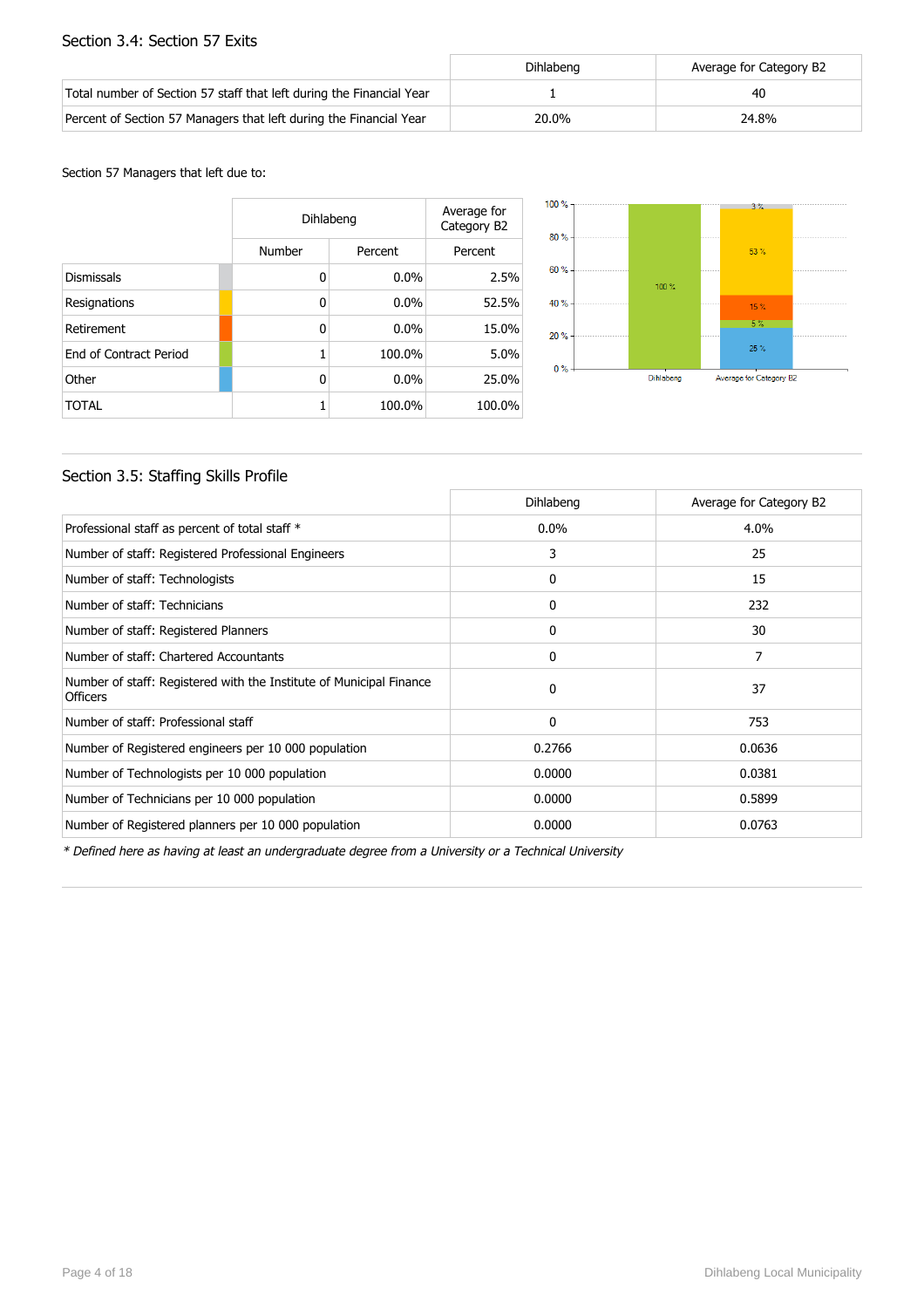## Section 3.4: Section 57 Exits

| | Dihlabeng | Average for Category B2 |
|---|---|---|
| Total number of Section 57 staff that left during the Financial Year | 1 | 40 |
| Percent of Section 57 Managers that left during the Financial Year | 20.0% | 24.8% |

Section 57 Managers that left due to:

| | Dihlabeng | | Average for Category B2 |
|---|---|---|---|
| | Number | Percent | Percent |
| Dismissals | 0 | 0.0% | 2.5% |
| Resignations | 0 | 0.0% | 52.5% |
| Retirement | 0 | 0.0% | 15.0% |
| End of Contract Period | 1 | 100.0% | 5.0% |
| Other | 0 | 0.0% | 25.0% |
| TOTAL | 1 | 100.0% | 100.0% |

## Section 3.5: Staffing Skills Profile

| | Dihlabeng | Average for Category B2 |
|---|---|---|
| Professional staff as percent of total staff * | 0.0% | 4.0% |
| Number of staff: Registered Professional Engineers | 3 | 25 |
| Number of staff: Technologists | 0 | 15 |
| Number of staff: Technicians | 0 | 232 |
| Number of staff: Registered Planners | 0 | 30 |
| Number of staff: Chartered Accountants | 0 | 7 |
| Number of staff: Registered with the Institute of Municipal Finance Officers | 0 | 37 |
| Number of staff: Professional staff | 0 | 753 |
| Number of Registered engineers per 10 000 population | 0.2766 | 0.0636 |
| Number of Technologists per 10 000 population | 0.0000 | 0.0381 |
| Number of Technicians per 10 000 population | 0.0000 | 0.5899 |
| Number of Registered planners per 10 000 population | 0.0000 | 0.0763 |

*\* Defined here as having at least an undergraduate degree from a University or a Technical University*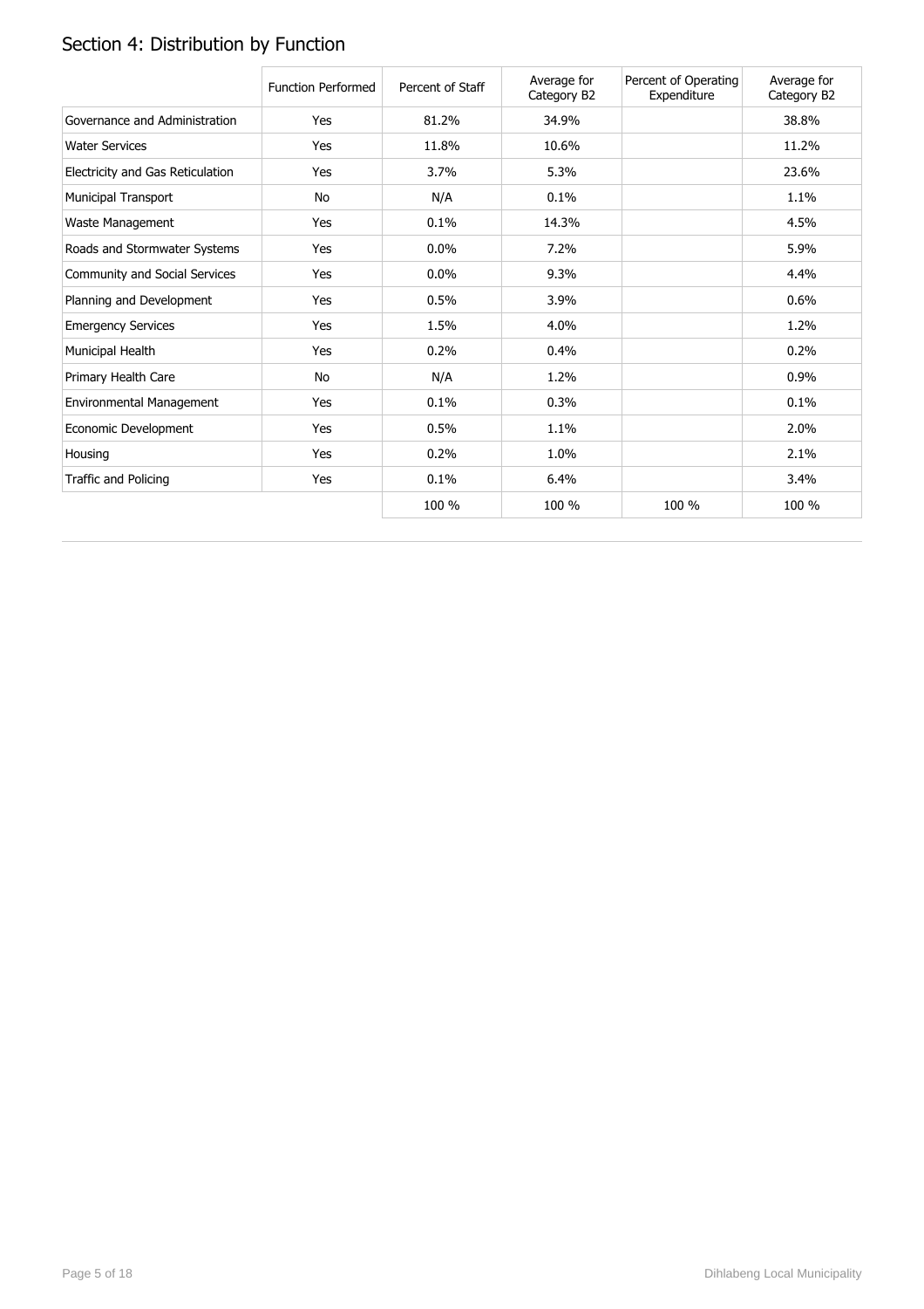## Section 4: Distribution by Function

| | Function Performed | Percent of Staff | Average for Category B2 | Percent of Operating Expenditure | Average for Category B2 |
|---|---|---|---|---|---|
| Governance and Administration | Yes | 81.2% | 34.9% | | 38.8% |
| Water Services | Yes | 11.8% | 10.6% | | 11.2% |
| Electricity and Gas Reticulation | Yes | 3.7% | 5.3% | | 23.6% |
| Municipal Transport | No | N/A | 0.1% | | 1.1% |
| Waste Management | Yes | 0.1% | 14.3% | | 4.5% |
| Roads and Stormwater Systems | Yes | 0.0% | 7.2% | | 5.9% |
| Community and Social Services | Yes | 0.0% | 9.3% | | 4.4% |
| Planning and Development | Yes | 0.5% | 3.9% | | 0.6% |
| Emergency Services | Yes | 1.5% | 4.0% | | 1.2% |
| Municipal Health | Yes | 0.2% | 0.4% | | 0.2% |
| Primary Health Care | No | N/A | 1.2% | | 0.9% |
| Environmental Management | Yes | 0.1% | 0.3% | | 0.1% |
| Economic Development | Yes | 0.5% | 1.1% | | 2.0% |
| Housing | Yes | 0.2% | 1.0% | | 2.1% |
| Traffic and Policing | Yes | 0.1% | 6.4% | | 3.4% |
| | | 100 % | 100 % | 100 % | 100 % |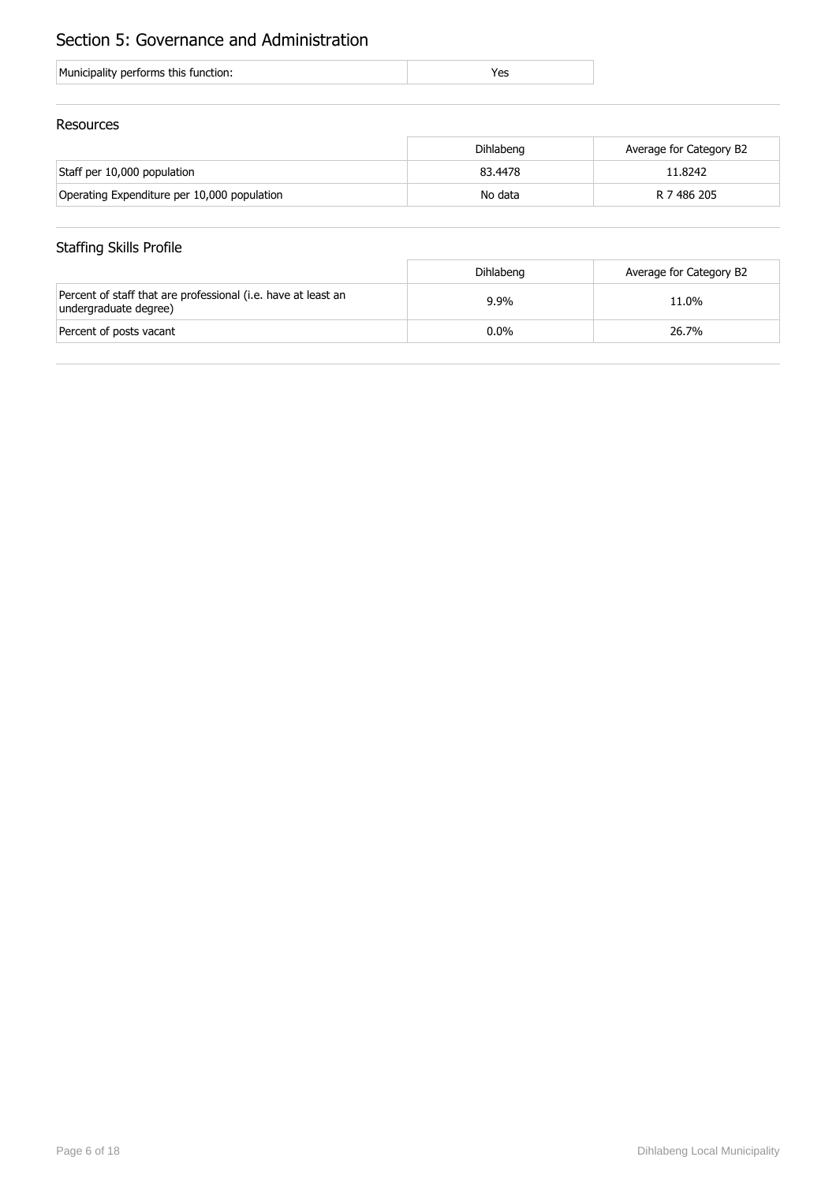# Section 5: Governance and Administration

| Municipality performs this function: | Yes |
|---|---|

## Resources

| | Dihlabeng | Average for Category B2 |
|---|---|---|
| Staff per 10,000 population | 83.4478 | 11.8242 |
| Operating Expenditure per 10,000 population | No data | R 7 486 205 |

## Staffing Skills Profile

| | Dihlabeng | Average for Category B2 |
|---|---|---|
| Percent of staff that are professional (i.e. have at least an undergraduate degree) | 9.9% | 11.0% |
| Percent of posts vacant | 0.0% | 26.7% |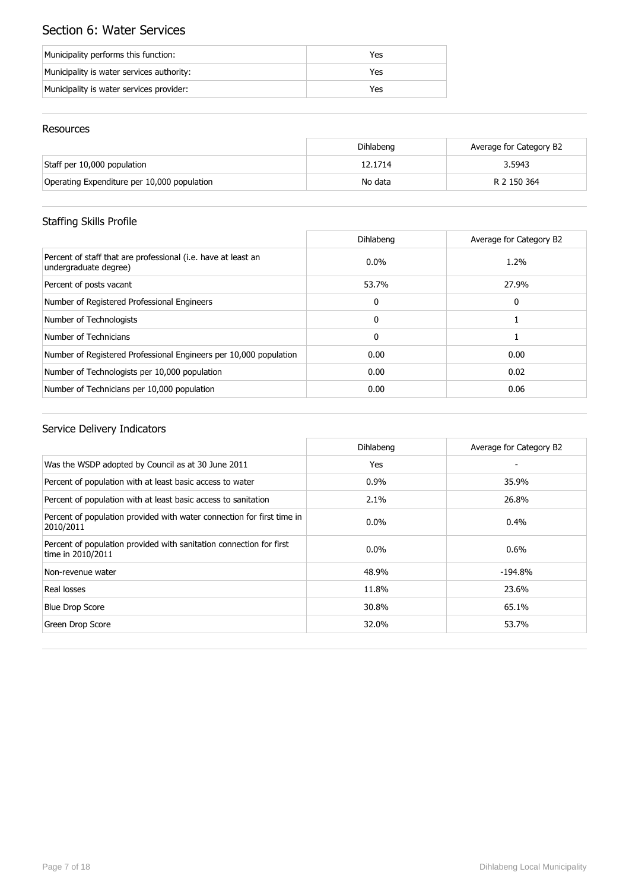## Section 6: Water Services

| | |
|---|---|
| Municipality performs this function: | Yes |
| Municipality is water services authority: | Yes |
| Municipality is water services provider: | Yes |

### Resources

| | Dihlabeng | Average for Category B2 |
|---|---|---|
| Staff per 10,000 population | 12.1714 | 3.5943 |
| Operating Expenditure per 10,000 population | No data | R 2 150 364 |

### Staffing Skills Profile

| | Dihlabeng | Average for Category B2 |
|---|---|---|
| Percent of staff that are professional (i.e. have at least an undergraduate degree) | 0.0% | 1.2% |
| Percent of posts vacant | 53.7% | 27.9% |
| Number of Registered Professional Engineers | 0 | 0 |
| Number of Technologists | 0 | 1 |
| Number of Technicians | 0 | 1 |
| Number of Registered Professional Engineers per 10,000 population | 0.00 | 0.00 |
| Number of Technologists per 10,000 population | 0.00 | 0.02 |
| Number of Technicians per 10,000 population | 0.00 | 0.06 |

### Service Delivery Indicators

| | Dihlabeng | Average for Category B2 |
|---|---|---|
| Was the WSDP adopted by Council as at 30 June 2011 | Yes | - |
| Percent of population with at least basic access to water | 0.9% | 35.9% |
| Percent of population with at least basic access to sanitation | 2.1% | 26.8% |
| Percent of population provided with water connection for first time in 2010/2011 | 0.0% | 0.4% |
| Percent of population provided with sanitation connection for first time in 2010/2011 | 0.0% | 0.6% |
| Non-revenue water | 48.9% | -194.8% |
| Real losses | 11.8% | 23.6% |
| Blue Drop Score | 30.8% | 65.1% |
| Green Drop Score | 32.0% | 53.7% |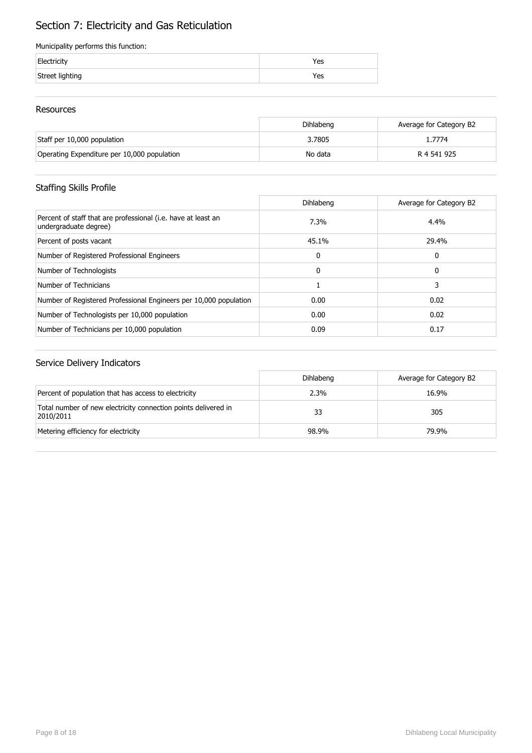# Section 7: Electricity and Gas Reticulation

Municipality performs this function:

| | |
|---|---|
| Electricity | Yes |
| Street lighting | Yes |

## Resources

| | Dihlabeng | Average for Category B2 |
|---|---|---|
| Staff per 10,000 population | 3.7805 | 1.7774 |
| Operating Expenditure per 10,000 population | No data | R 4 541 925 |

## Staffing Skills Profile

| | Dihlabeng | Average for Category B2 |
|---|---|---|
| Percent of staff that are professional (i.e. have at least an undergraduate degree) | 7.3% | 4.4% |
| Percent of posts vacant | 45.1% | 29.4% |
| Number of Registered Professional Engineers | 0 | 0 |
| Number of Technologists | 0 | 0 |
| Number of Technicians | 1 | 3 |
| Number of Registered Professional Engineers per 10,000 population | 0.00 | 0.02 |
| Number of Technologists per 10,000 population | 0.00 | 0.02 |
| Number of Technicians per 10,000 population | 0.09 | 0.17 |

## Service Delivery Indicators

| | Dihlabeng | Average for Category B2 |
|---|---|---|
| Percent of population that has access to electricity | 2.3% | 16.9% |
| Total number of new electricity connection points delivered in 2010/2011 | 33 | 305 |
| Metering efficiency for electricity | 98.9% | 79.9% |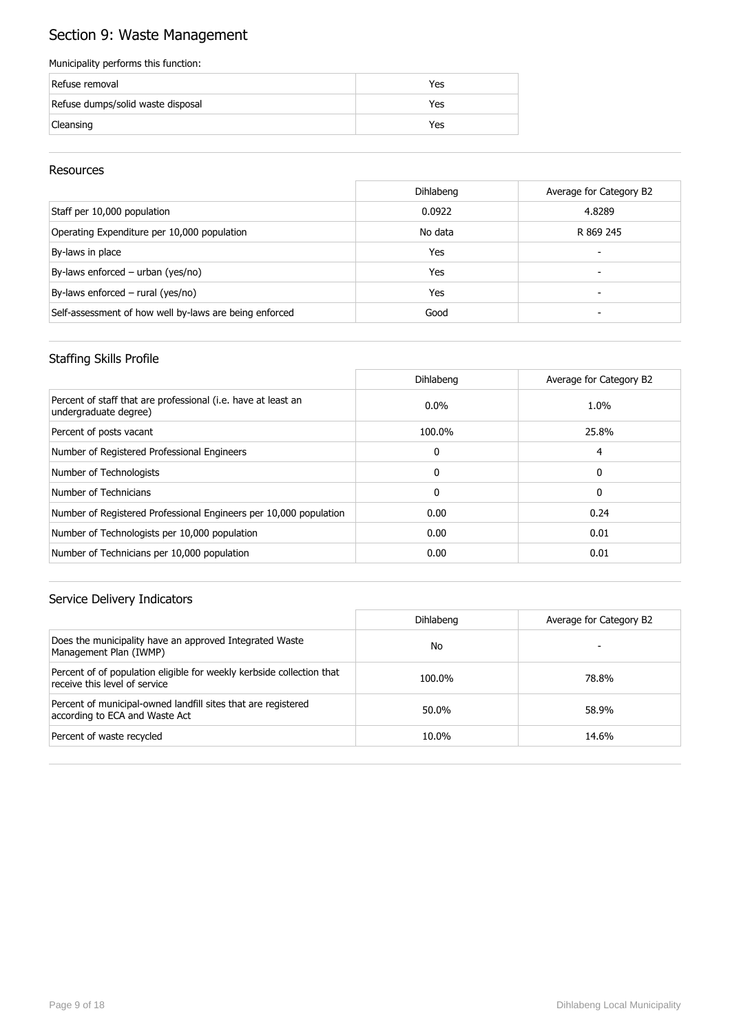# Section 9: Waste Management

Municipality performs this function:

| | |
|---|---|
| Refuse removal | Yes |
| Refuse dumps/solid waste disposal | Yes |
| Cleansing | Yes |

## Resources

| | Dihlabeng | Average for Category B2 |
|---|---|---|
| Staff per 10,000 population | 0.0922 | 4.8289 |
| Operating Expenditure per 10,000 population | No data | R 869 245 |
| By-laws in place | Yes | - |
| By-laws enforced – urban (yes/no) | Yes | - |
| By-laws enforced – rural (yes/no) | Yes | - |
| Self-assessment of how well by-laws are being enforced | Good | - |

## Staffing Skills Profile

| | Dihlabeng | Average for Category B2 |
|---|---|---|
| Percent of staff that are professional (i.e. have at least an undergraduate degree) | 0.0% | 1.0% |
| Percent of posts vacant | 100.0% | 25.8% |
| Number of Registered Professional Engineers | 0 | 4 |
| Number of Technologists | 0 | 0 |
| Number of Technicians | 0 | 0 |
| Number of Registered Professional Engineers per 10,000 population | 0.00 | 0.24 |
| Number of Technologists per 10,000 population | 0.00 | 0.01 |
| Number of Technicians per 10,000 population | 0.00 | 0.01 |

## Service Delivery Indicators

| | Dihlabeng | Average for Category B2 |
|---|---|---|
| Does the municipality have an approved Integrated Waste Management Plan (IWMP) | No | - |
| Percent of of population eligible for weekly kerbside collection that receive this level of service | 100.0% | 78.8% |
| Percent of municipal-owned landfill sites that are registered according to ECA and Waste Act | 50.0% | 58.9% |
| Percent of waste recycled | 10.0% | 14.6% |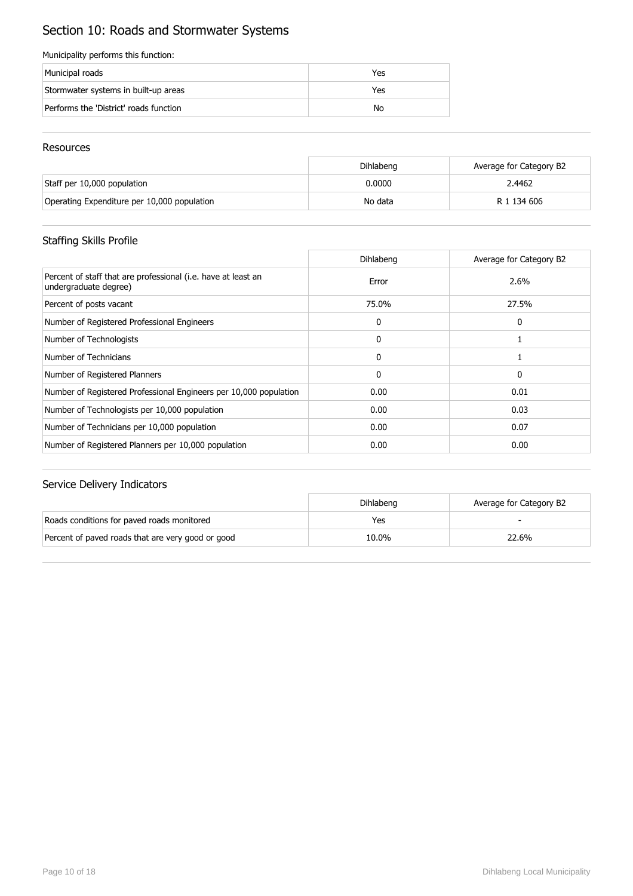# Section 10: Roads and Stormwater Systems

Municipality performs this function:

| | |
|---|---|
| Municipal roads | Yes |
| Stormwater systems in built-up areas | Yes |
| Performs the 'District' roads function | No |

## Resources

| | Dihlabeng | Average for Category B2 |
|---|---|---|
| Staff per 10,000 population | 0.0000 | 2.4462 |
| Operating Expenditure per 10,000 population | No data | R 1 134 606 |

## Staffing Skills Profile

| | Dihlabeng | Average for Category B2 |
|---|---|---|
| Percent of staff that are professional (i.e. have at least an undergraduate degree) | Error | 2.6% |
| Percent of posts vacant | 75.0% | 27.5% |
| Number of Registered Professional Engineers | 0 | 0 |
| Number of Technologists | 0 | 1 |
| Number of Technicians | 0 | 1 |
| Number of Registered Planners | 0 | 0 |
| Number of Registered Professional Engineers per 10,000 population | 0.00 | 0.01 |
| Number of Technologists per 10,000 population | 0.00 | 0.03 |
| Number of Technicians per 10,000 population | 0.00 | 0.07 |
| Number of Registered Planners per 10,000 population | 0.00 | 0.00 |

## Service Delivery Indicators

| | Dihlabeng | Average for Category B2 |
|---|---|---|
| Roads conditions for paved roads monitored | Yes | - |
| Percent of paved roads that are very good or good | 10.0% | 22.6% |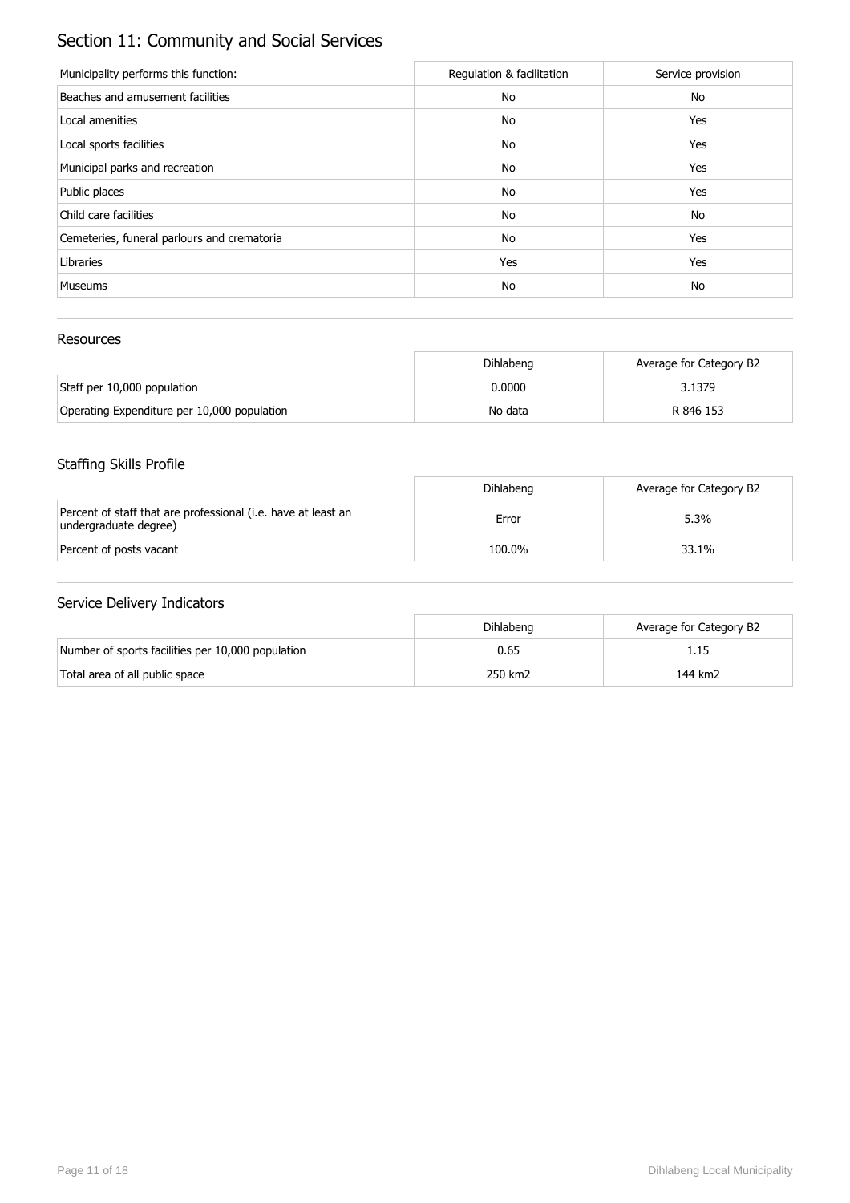# Section 11: Community and Social Services

| Municipality performs this function: | Regulation & facilitation | Service provision |
| --- | --- | --- |
| Beaches and amusement facilities | No | No |
| Local amenities | No | Yes |
| Local sports facilities | No | Yes |
| Municipal parks and recreation | No | Yes |
| Public places | No | Yes |
| Child care facilities | No | No |
| Cemeteries, funeral parlours and crematoria | No | Yes |
| Libraries | Yes | Yes |
| Museums | No | No |

## Resources

| | Dihlabeng | Average for Category B2 |
| --- | --- | --- |
| Staff per 10,000 population | 0.0000 | 3.1379 |
| Operating Expenditure per 10,000 population | No data | R 846 153 |

## Staffing Skills Profile

| | Dihlabeng | Average for Category B2 |
| --- | --- | --- |
| Percent of staff that are professional (i.e. have at least an undergraduate degree) | Error | 5.3% |
| Percent of posts vacant | 100.0% | 33.1% |

## Service Delivery Indicators

| | Dihlabeng | Average for Category B2 |
| --- | --- | --- |
| Number of sports facilities per 10,000 population | 0.65 | 1.15 |
| Total area of all public space | 250 km2 | 144 km2 |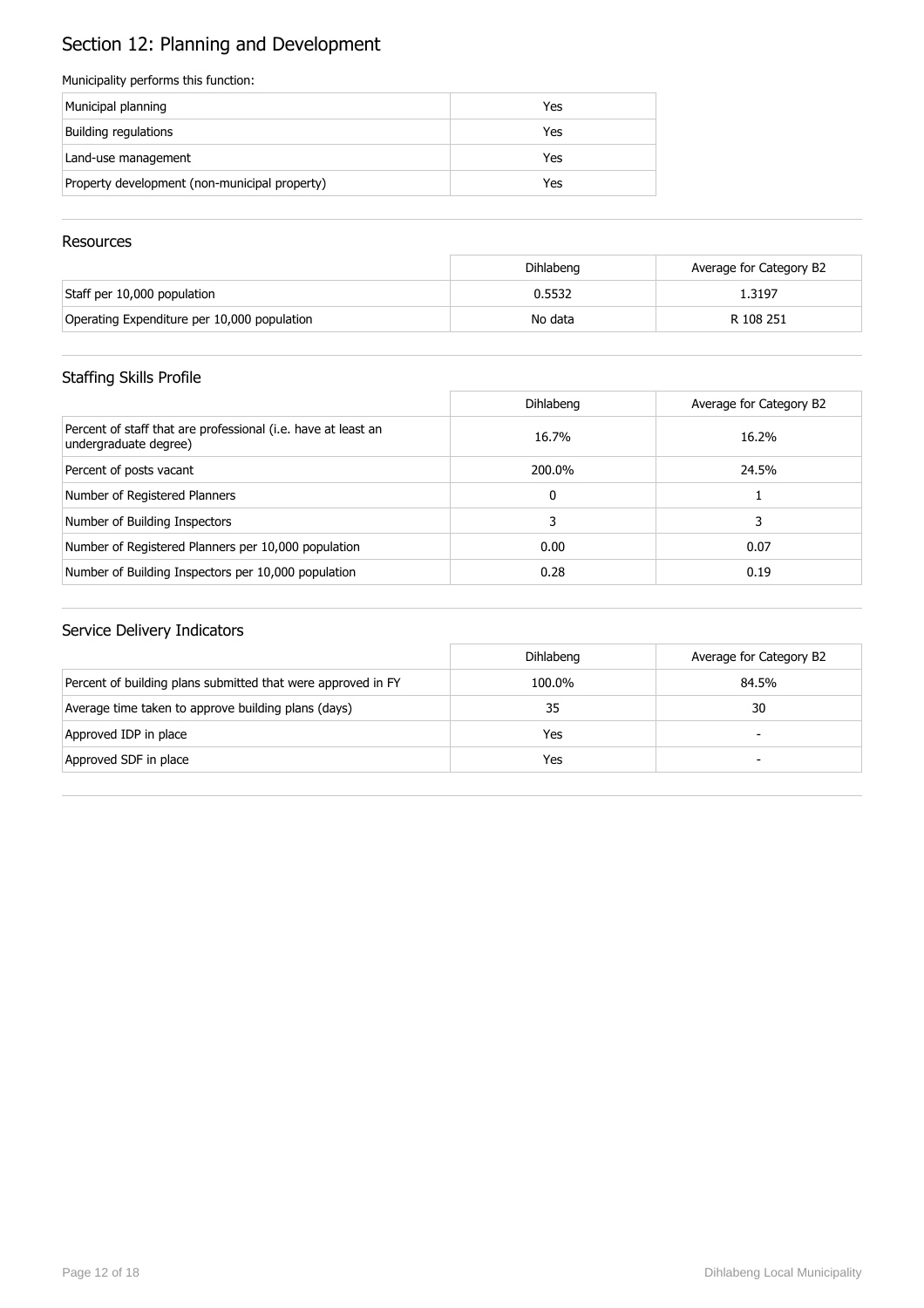# Section 12: Planning and Development

Municipality performs this function:

| | |
|---|---|
| Municipal planning | Yes |
| Building regulations | Yes |
| Land-use management | Yes |
| Property development (non-municipal property) | Yes |

## Resources

| | Dihlabeng | Average for Category B2 |
|---|---|---|
| Staff per 10,000 population | 0.5532 | 1.3197 |
| Operating Expenditure per 10,000 population | No data | R 108 251 |

## Staffing Skills Profile

| | Dihlabeng | Average for Category B2 |
|---|---|---|
| Percent of staff that are professional (i.e. have at least an undergraduate degree) | 16.7% | 16.2% |
| Percent of posts vacant | 200.0% | 24.5% |
| Number of Registered Planners | 0 | 1 |
| Number of Building Inspectors | 3 | 3 |
| Number of Registered Planners per 10,000 population | 0.00 | 0.07 |
| Number of Building Inspectors per 10,000 population | 0.28 | 0.19 |

## Service Delivery Indicators

| | Dihlabeng | Average for Category B2 |
|---|---|---|
| Percent of building plans submitted that were approved in FY | 100.0% | 84.5% |
| Average time taken to approve building plans (days) | 35 | 30 |
| Approved IDP in place | Yes | - |
| Approved SDF in place | Yes | - |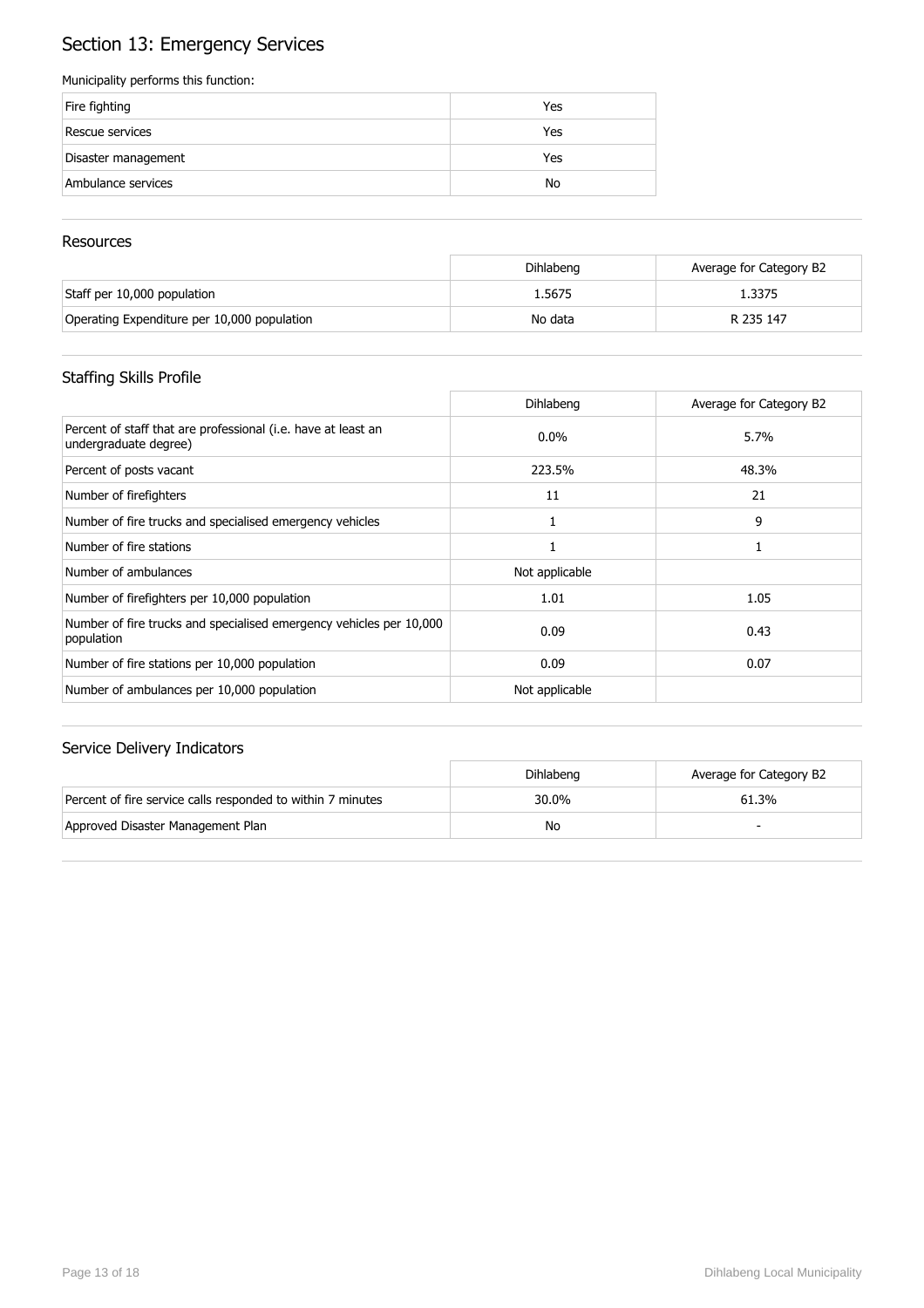# Section 13: Emergency Services

Municipality performs this function:

| Function | |
|---|---|
| Fire fighting | Yes |
| Rescue services | Yes |
| Disaster management | Yes |
| Ambulance services | No |

## Resources

| | Dihlabeng | Average for Category B2 |
|---|---|---|
| Staff per 10,000 population | 1.5675 | 1.3375 |
| Operating Expenditure per 10,000 population | No data | R 235 147 |

## Staffing Skills Profile

| | Dihlabeng | Average for Category B2 |
|---|---|---|
| Percent of staff that are professional (i.e. have at least an undergraduate degree) | 0.0% | 5.7% |
| Percent of posts vacant | 223.5% | 48.3% |
| Number of firefighters | 11 | 21 |
| Number of fire trucks and specialised emergency vehicles | 1 | 9 |
| Number of fire stations | 1 | 1 |
| Number of ambulances | Not applicable | |
| Number of firefighters per 10,000 population | 1.01 | 1.05 |
| Number of fire trucks and specialised emergency vehicles per 10,000 population | 0.09 | 0.43 |
| Number of fire stations per 10,000 population | 0.09 | 0.07 |
| Number of ambulances per 10,000 population | Not applicable | |

## Service Delivery Indicators

| | Dihlabeng | Average for Category B2 |
|---|---|---|
| Percent of fire service calls responded to within 7 minutes | 30.0% | 61.3% |
| Approved Disaster Management Plan | No | - |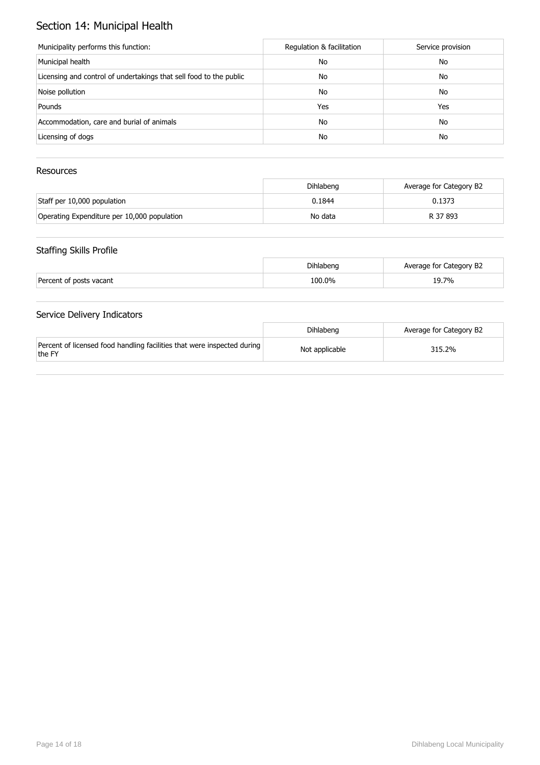# Section 14: Municipal Health

| Municipality performs this function: | Regulation & facilitation | Service provision |
| --- | --- | --- |
| Municipal health | No | No |
| Licensing and control of undertakings that sell food to the public | No | No |
| Noise pollution | No | No |
| Pounds | Yes | Yes |
| Accommodation, care and burial of animals | No | No |
| Licensing of dogs | No | No |

## Resources

| | Dihlabeng | Average for Category B2 |
| --- | --- | --- |
| Staff per 10,000 population | 0.1844 | 0.1373 |
| Operating Expenditure per 10,000 population | No data | R 37 893 |

## Staffing Skills Profile

| | Dihlabeng | Average for Category B2 |
| --- | --- | --- |
| Percent of posts vacant | 100.0% | 19.7% |

## Service Delivery Indicators

| | Dihlabeng | Average for Category B2 |
| --- | --- | --- |
| Percent of licensed food handling facilities that were inspected during the FY | Not applicable | 315.2% |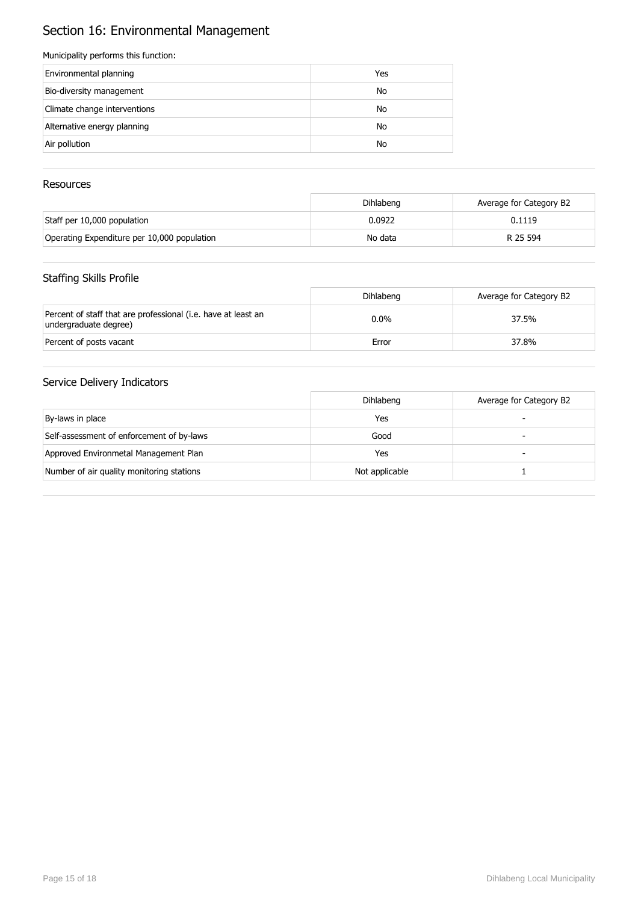# Section 16: Environmental Management

Municipality performs this function:

| | |
|---|---|
| Environmental planning | Yes |
| Bio-diversity management | No |
| Climate change interventions | No |
| Alternative energy planning | No |
| Air pollution | No |

## Resources

| | Dihlabeng | Average for Category B2 |
|---|---|---|
| Staff per 10,000 population | 0.0922 | 0.1119 |
| Operating Expenditure per 10,000 population | No data | R 25 594 |

## Staffing Skills Profile

| | Dihlabeng | Average for Category B2 |
|---|---|---|
| Percent of staff that are professional (i.e. have at least an undergraduate degree) | 0.0% | 37.5% |
| Percent of posts vacant | Error | 37.8% |

## Service Delivery Indicators

| | Dihlabeng | Average for Category B2 |
|---|---|---|
| By-laws in place | Yes | - |
| Self-assessment of enforcement of by-laws | Good | - |
| Approved Environmetal Management Plan | Yes | - |
| Number of air quality monitoring stations | Not applicable | 1 |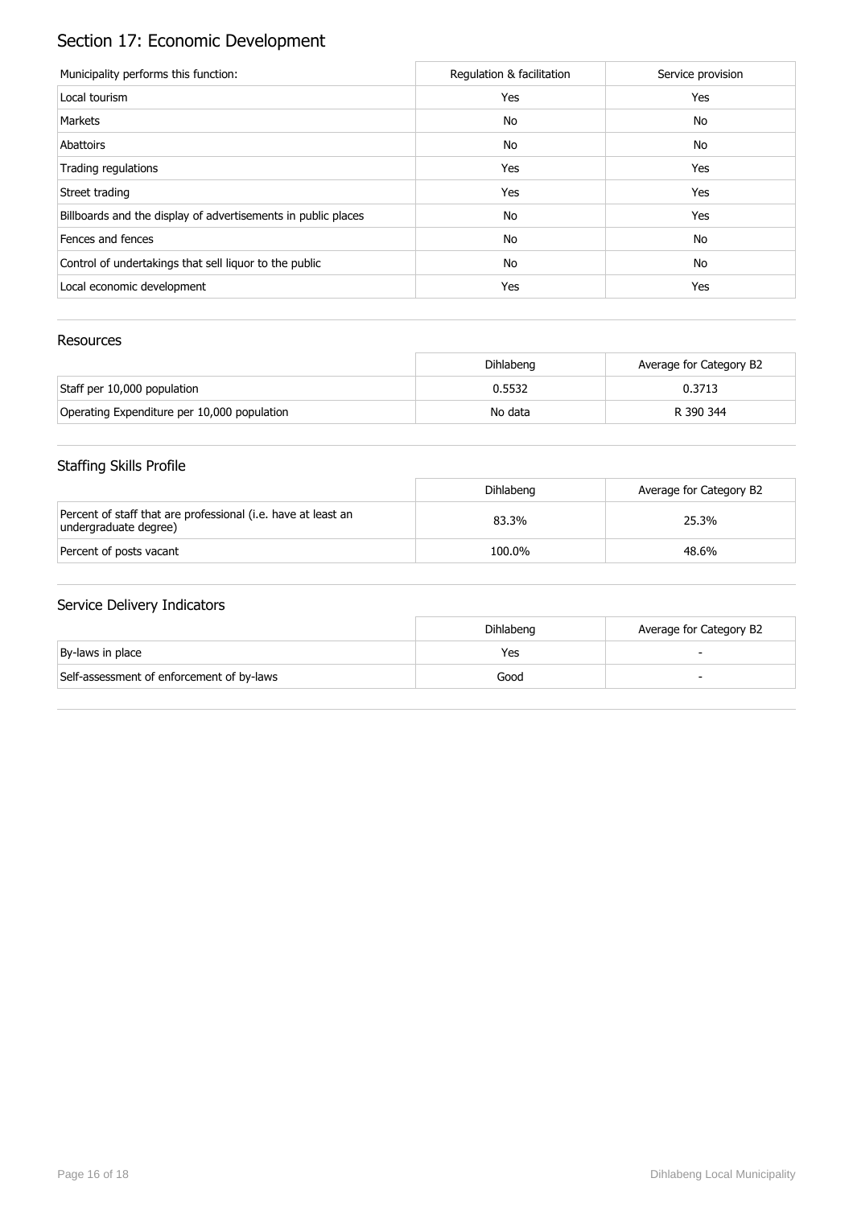# Section 17: Economic Development

| Municipality performs this function: | Regulation & facilitation | Service provision |
|---|---|---|
| Local tourism | Yes | Yes |
| Markets | No | No |
| Abattoirs | No | No |
| Trading regulations | Yes | Yes |
| Street trading | Yes | Yes |
| Billboards and the display of advertisements in public places | No | Yes |
| Fences and fences | No | No |
| Control of undertakings that sell liquor to the public | No | No |
| Local economic development | Yes | Yes |

## Resources

| | Dihlabeng | Average for Category B2 |
|---|---|---|
| Staff per 10,000 population | 0.5532 | 0.3713 |
| Operating Expenditure per 10,000 population | No data | R 390 344 |

## Staffing Skills Profile

| | Dihlabeng | Average for Category B2 |
|---|---|---|
| Percent of staff that are professional (i.e. have at least an undergraduate degree) | 83.3% | 25.3% |
| Percent of posts vacant | 100.0% | 48.6% |

## Service Delivery Indicators

| | Dihlabeng | Average for Category B2 |
|---|---|---|
| By-laws in place | Yes | - |
| Self-assessment of enforcement of by-laws | Good | - |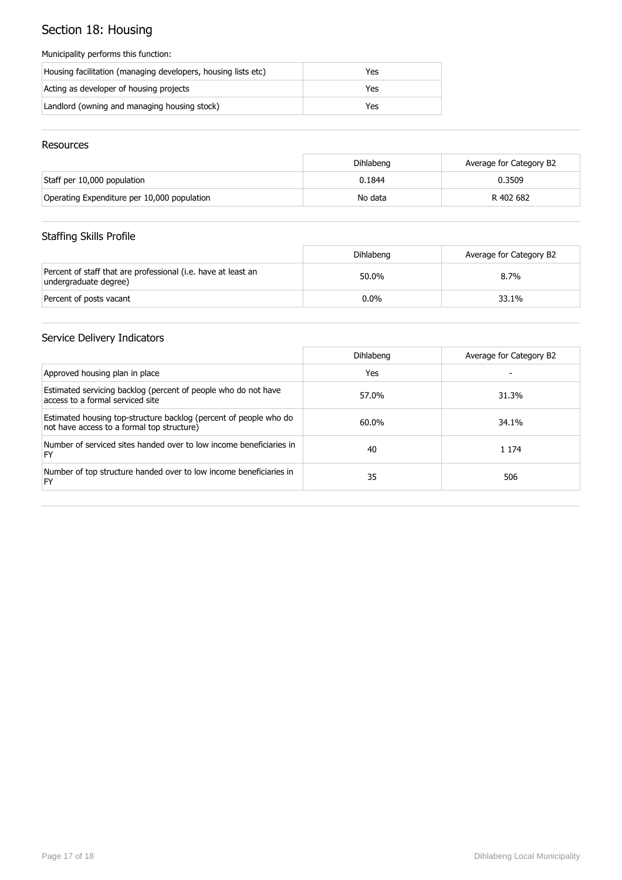# Section 18: Housing

Municipality performs this function:

| | |
|---|---|
| Housing facilitation (managing developers, housing lists etc) | Yes |
| Acting as developer of housing projects | Yes |
| Landlord (owning and managing housing stock) | Yes |

## Resources

| | Dihlabeng | Average for Category B2 |
|---|---|---|
| Staff per 10,000 population | 0.1844 | 0.3509 |
| Operating Expenditure per 10,000 population | No data | R 402 682 |

## Staffing Skills Profile

| | Dihlabeng | Average for Category B2 |
|---|---|---|
| Percent of staff that are professional (i.e. have at least an undergraduate degree) | 50.0% | 8.7% |
| Percent of posts vacant | 0.0% | 33.1% |

## Service Delivery Indicators

| | Dihlabeng | Average for Category B2 |
|---|---|---|
| Approved housing plan in place | Yes | - |
| Estimated servicing backlog (percent of people who do not have access to a formal serviced site | 57.0% | 31.3% |
| Estimated housing top-structure backlog (percent of people who do not have access to a formal top structure) | 60.0% | 34.1% |
| Number of serviced sites handed over to low income beneficiaries in FY | 40 | 1 174 |
| Number of top structure handed over to low income beneficiaries in FY | 35 | 506 |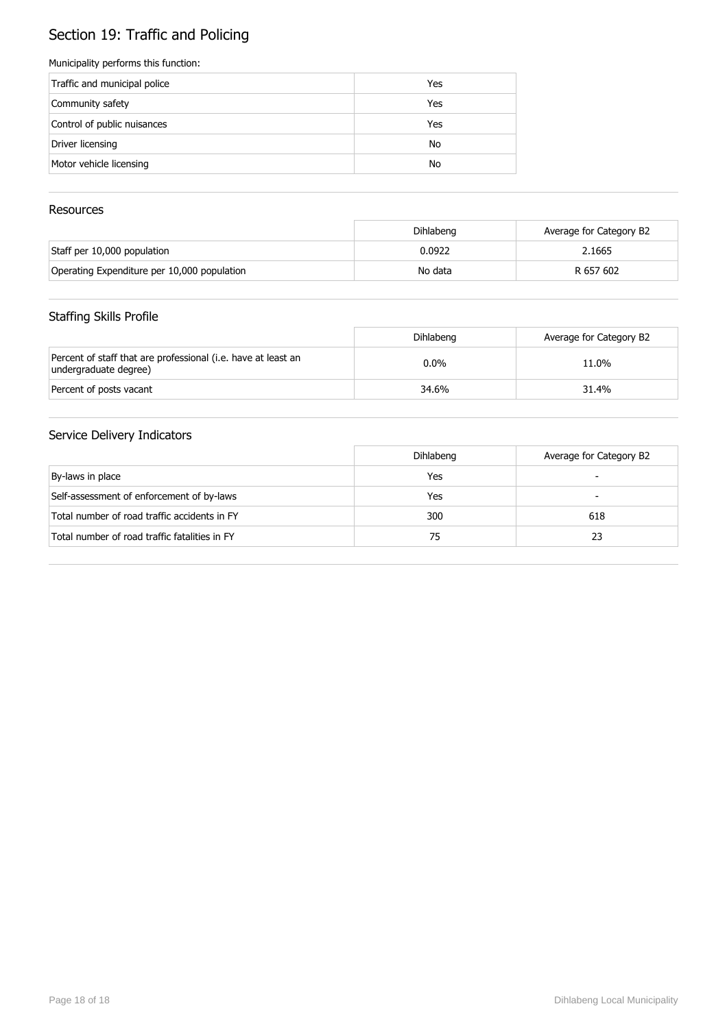# Section 19: Traffic and Policing

Municipality performs this function:

| | |
|---|---|
| Traffic and municipal police | Yes |
| Community safety | Yes |
| Control of public nuisances | Yes |
| Driver licensing | No |
| Motor vehicle licensing | No |

## Resources

| | Dihlabeng | Average for Category B2 |
|---|---|---|
| Staff per 10,000 population | 0.0922 | 2.1665 |
| Operating Expenditure per 10,000 population | No data | R 657 602 |

## Staffing Skills Profile

| | Dihlabeng | Average for Category B2 |
|---|---|---|
| Percent of staff that are professional (i.e. have at least an undergraduate degree) | 0.0% | 11.0% |
| Percent of posts vacant | 34.6% | 31.4% |

## Service Delivery Indicators

| | Dihlabeng | Average for Category B2 |
|---|---|---|
| By-laws in place | Yes | - |
| Self-assessment of enforcement of by-laws | Yes | - |
| Total number of road traffic accidents in FY | 300 | 618 |
| Total number of road traffic fatalities in FY | 75 | 23 |